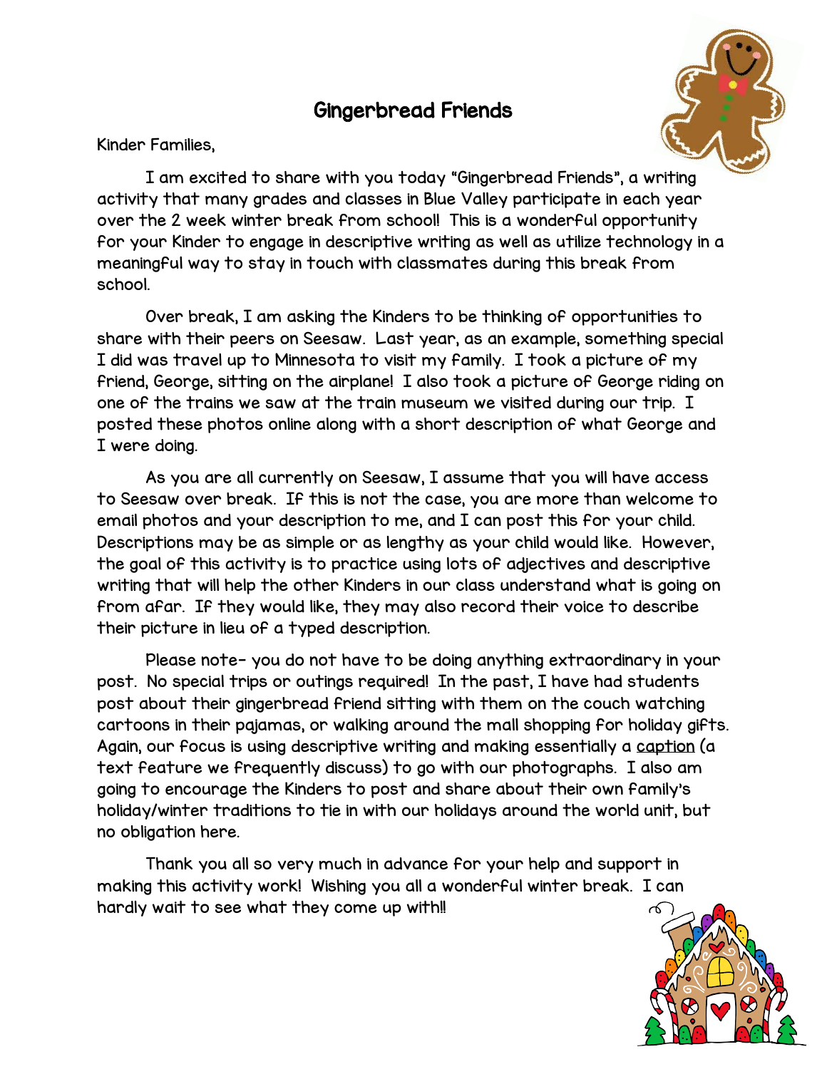# Gingerbread Friends

Kinder Families,

I am excited to share with you today "Gingerbread Friends", a writing activity that many grades and classes in Blue Valley participate in each year over the 2 week winter break from school! This is a wonderful opportunity for your Kinder to engage in descriptive writing as well as utilize technology in a meaningful way to stay in touch with classmates during this break from school.

Over break, I am asking the Kinders to be thinking of opportunities to share with their peers on Seesaw. Last year, as an example, something special I did was travel up to Minnesota to visit my family. I took a picture of my friend, George, sitting on the airplane! I also took a picture of George riding on one of the trains we saw at the train museum we visited during our trip. I posted these photos online along with a short description of what George and I were doing.

As you are all currently on Seesaw, I assume that you will have access to Seesaw over break. If this is not the case, you are more than welcome to email photos and your description to me, and I can post this for your child. Descriptions may be as simple or as lengthy as your child would like. However, the goal of this activity is to practice using lots of adjectives and descriptive writing that will help the other Kinders in our class understand what is going on from afar. If they would like, they may also record their voice to describe their picture in lieu of a typed description.

Please note- you do not have to be doing anything extraordinary in your post. No special trips or outings required! In the past, I have had students post about their gingerbread friend sitting with them on the couch watching cartoons in their pajamas, or walking around the mall shopping for holiday gifts. Again, our focus is using descriptive writing and making essentially a <u>caption</u> (a text feature we frequently discuss) to go with our photographs. I also am going to encourage the Kinders to post and share about their own family's holiday/winter traditions to tie in with our holidays around the world unit, but no obligation here.

Thank you all so very much in advance for your help and support in making this activity work! Wishing you all a wonderful winter break. I can hardly wait to see what they come up with!!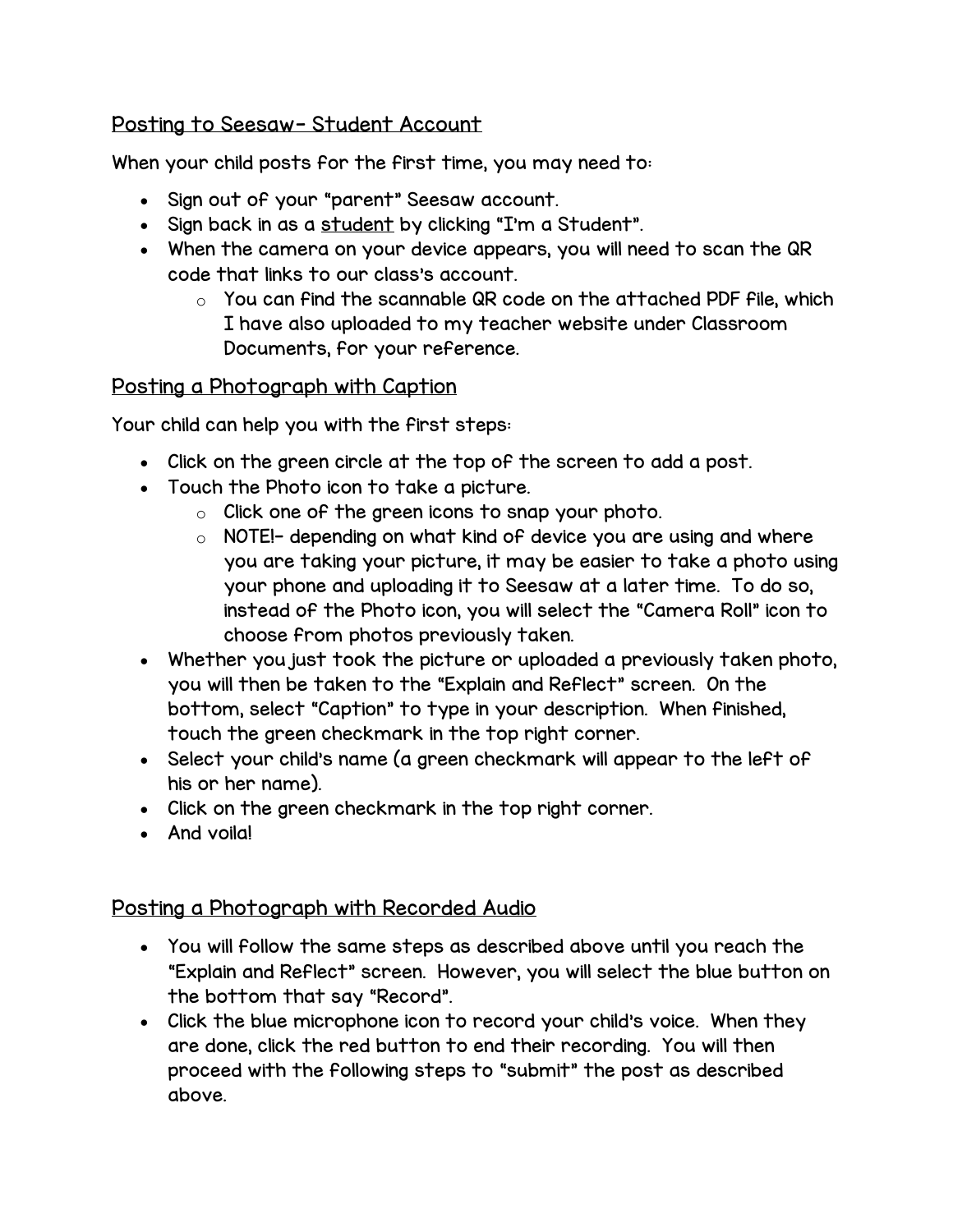## Posting to Seesaw- Student Account

When your child posts for the first time, you may need to:

- Sign out of your "parent" Seesaw account.
- Sign back in as a student by clicking "I'm a Student".
- When the camera on your device appears, you will need to scan the QR code that links to our class's account.
    - You can find the scannable QR code on the attached PDF file, which I have also uploaded to my teacher website under Classroom Documents, for your reference.

## Posting a Photograph with Caption

Your child can help you with the first steps:

- Click on the green circle at the top of the screen to add a post.
- Touch the Photo icon to take a picture.
    - Click one of the green icons to snap your photo.
    - NOTE!- depending on what kind of device you are using and where you are taking your picture, it may be easier to take a photo using your phone and uploading it to Seesaw at a later time. To do so, instead of the Photo icon, you will select the "Camera Roll" icon to choose from photos previously taken.
- Whether you just took the picture or uploaded a previously taken photo, you will then be taken to the "Explain and Reflect" screen. On the bottom, select "Caption" to type in your description. When finished, touch the green checkmark in the top right corner.
- Select your child's name (a green checkmark will appear to the left of his or her name).
- Click on the green checkmark in the top right corner.
- And voila!

## Posting a Photograph with Recorded Audio

- You will follow the same steps as described above until you reach the "Explain and Reflect" screen. However, you will select the blue button on the bottom that say "Record".
- Click the blue microphone icon to record your child's voice. When they are done, click the red button to end their recording. You will then proceed with the following steps to "submit" the post as described above.